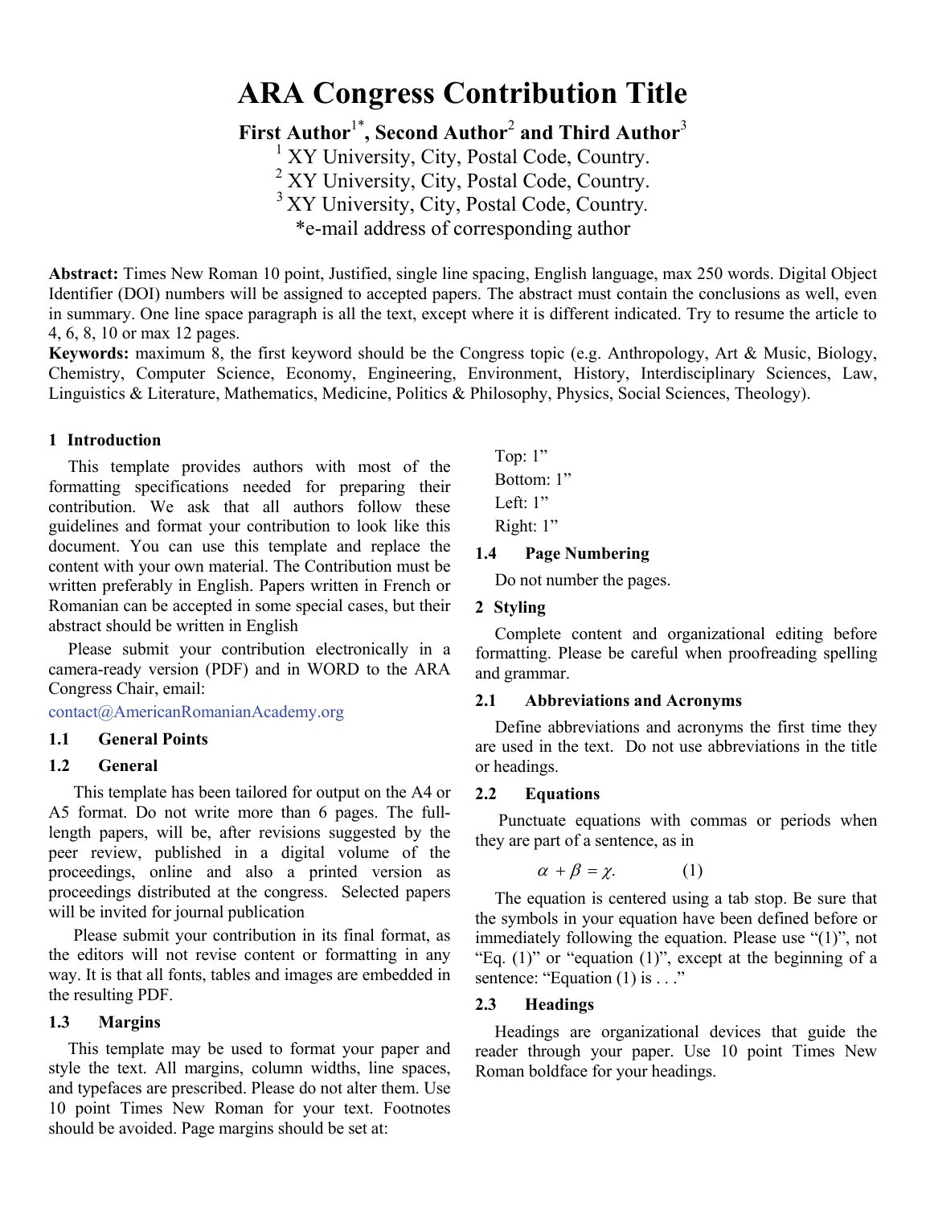# ARA Congress Contribution Title

**First Author[1*], Second Author[2] and Third Author[3]**

[1] XY University, City, Postal Code, Country.

[2] XY University, City, Postal Code, Country.

[3] XY University, City, Postal Code, Country.

*e-mail address of corresponding author

**Abstract:** Times New Roman 10 point, Justified, single line spacing, English language, max 250 words. Digital Object Identifier (DOI) numbers will be assigned to accepted papers. The abstract must contain the conclusions as well, even in summary. One line space paragraph is all the text, except where it is different indicated. Try to resume the article to 4, 6, 8, 10 or max 12 pages.

**Keywords:** maximum 8, the first keyword should be the Congress topic (e.g. Anthropology, Art & Music, Biology, Chemistry, Computer Science, Economy, Engineering, Environment, History, Interdisciplinary Sciences, Law, Linguistics & Literature, Mathematics, Medicine, Politics & Philosophy, Physics, Social Sciences, Theology).

## 1 Introduction

This template provides authors with most of the formatting specifications needed for preparing their contribution. We ask that all authors follow these guidelines and format your contribution to look like this document. You can use this template and replace the content with your own material. The Contribution must be written preferably in English. Papers written in French or Romanian can be accepted in some special cases, but their abstract should be written in English

Please submit your contribution electronically in a camera-ready version (PDF) and in WORD to the ARA Congress Chair, email:
contact@AmericanRomanianAcademy.org

### 1.1 General Points

### 1.2 General

This template has been tailored for output on the A4 or A5 format. Do not write more than 6 pages. The full-length papers, will be, after revisions suggested by the peer review, published in a digital volume of the proceedings, online and also a printed version as proceedings distributed at the congress. Selected papers will be invited for journal publication

Please submit your contribution in its final format, as the editors will not revise content or formatting in any way. It is that all fonts, tables and images are embedded in the resulting PDF.

### 1.3 Margins

This template may be used to format your paper and style the text. All margins, column widths, line spaces, and typefaces are prescribed. Please do not alter them. Use 10 point Times New Roman for your text. Footnotes should be avoided. Page margins should be set at:

Top: 1”

Bottom: 1”

Left: 1”

Right: 1”

### 1.4 Page Numbering

Do not number the pages.

## 2 Styling

Complete content and organizational editing before formatting. Please be careful when proofreading spelling and grammar.

### 2.1 Abbreviations and Acronyms

Define abbreviations and acronyms the first time they are used in the text. Do not use abbreviations in the title or headings.

### 2.2 Equations

Punctuate equations with commas or periods when they are part of a sentence, as in

$$\alpha + \beta = \chi. \qquad (1)$$

The equation is centered using a tab stop. Be sure that the symbols in your equation have been defined before or immediately following the equation. Please use “(1)”, not “Eq. (1)” or “equation (1)”, except at the beginning of a sentence: “Equation (1) is . . .”

### 2.3 Headings

Headings are organizational devices that guide the reader through your paper. Use 10 point Times New Roman boldface for your headings.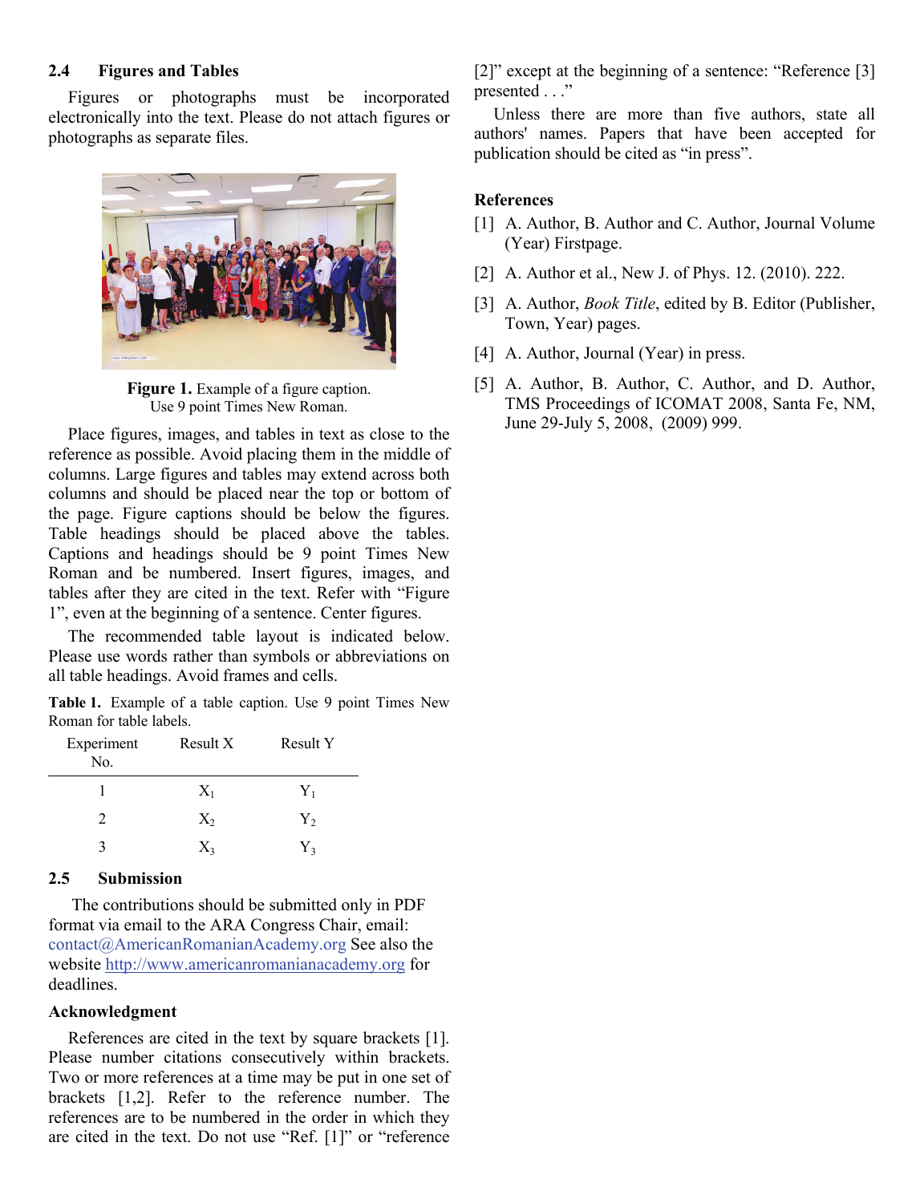### 2.4 Figures and Tables

Figures or photographs must be incorporated electronically into the text. Please do not attach figures or photographs as separate files.

**Figure 1.** Example of a figure caption. Use 9 point Times New Roman.

Place figures, images, and tables in text as close to the reference as possible. Avoid placing them in the middle of columns. Large figures and tables may extend across both columns and should be placed near the top or bottom of the page. Figure captions should be below the figures. Table headings should be placed above the tables. Captions and headings should be 9 point Times New Roman and be numbered. Insert figures, images, and tables after they are cited in the text. Refer with "Figure 1", even at the beginning of a sentence. Center figures.

The recommended table layout is indicated below. Please use words rather than symbols or abbreviations on all table headings. Avoid frames and cells.

**Table 1.** Example of a table caption. Use 9 point Times New Roman for table labels.

| Experiment No. | Result X | Result Y |
|---|---|---|
| 1 | $X_1$ | $Y_1$ |
| 2 | $X_2$ | $Y_2$ |
| 3 | $X_3$ | $Y_3$ |

### 2.5 Submission

The contributions should be submitted only in PDF format via email to the ARA Congress Chair, email: contact@AmericanRomanianAcademy.org See also the website http://www.americanromanianacademy.org for deadlines.

### Acknowledgment

References are cited in the text by square brackets [1]. Please number citations consecutively within brackets. Two or more references at a time may be put in one set of brackets [1,2]. Refer to the reference number. The references are to be numbered in the order in which they are cited in the text. Do not use "Ref. [1]" or "reference [2]" except at the beginning of a sentence: "Reference [3] presented . . ."

Unless there are more than five authors, state all authors' names. Papers that have been accepted for publication should be cited as "in press".

### References

[1] A. Author, B. Author and C. Author, Journal Volume (Year) Firstpage.

[2] A. Author et al., New J. of Phys. 12. (2010). 222.

[3] A. Author, *Book Title*, edited by B. Editor (Publisher, Town, Year) pages.

[4] A. Author, Journal (Year) in press.

[5] A. Author, B. Author, C. Author, and D. Author, TMS Proceedings of ICOMAT 2008, Santa Fe, NM, June 29-July 5, 2008, (2009) 999.